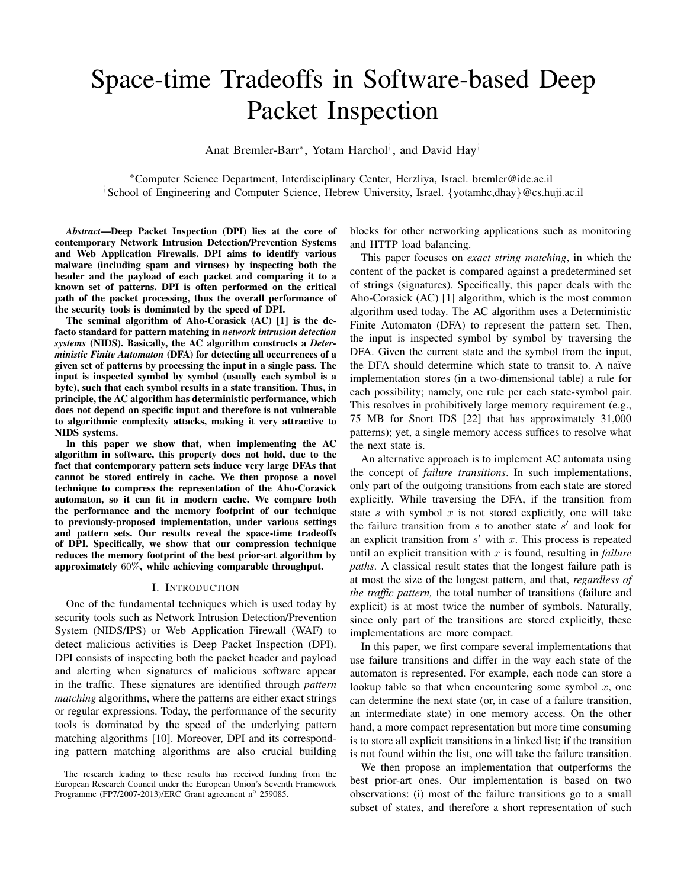# Space-time Tradeoffs in Software-based Deep Packet Inspection

Anat Bremler-Barr*, Yotam Harchol†, and David Hay†

*Computer Science Department, Interdisciplinary Center, Herzliya, Israel. bremler@idc.ac.il
†School of Engineering and Computer Science, Hebrew University, Israel. {yotamhc,dhay}@cs.huji.ac.il

***Abstract*—Deep Packet Inspection (DPI) lies at the core of contemporary Network Intrusion Detection/Prevention Systems and Web Application Firewalls. DPI aims to identify various malware (including spam and viruses) by inspecting both the header and the payload of each packet and comparing it to a known set of patterns. DPI is often performed on the critical path of the packet processing, thus the overall performance of the security tools is dominated by the speed of DPI.**

**The seminal algorithm of Aho-Corasick (AC) [1] is the de-facto standard for pattern matching in *network intrusion detection systems* (NIDS). Basically, the AC algorithm constructs a *Deterministic Finite Automaton* (DFA) for detecting all occurrences of a given set of patterns by processing the input in a single pass. The input is inspected symbol by symbol (usually each symbol is a byte), such that each symbol results in a state transition. Thus, in principle, the AC algorithm has deterministic performance, which does not depend on specific input and therefore is not vulnerable to algorithmic complexity attacks, making it very attractive to NIDS systems.**

**In this paper we show that, when implementing the AC algorithm in software, this property does not hold, due to the fact that contemporary pattern sets induce very large DFAs that cannot be stored entirely in cache. We then propose a novel technique to compress the representation of the Aho-Corasick automaton, so it can fit in modern cache. We compare both the performance and the memory footprint of our technique to previously-proposed implementation, under various settings and pattern sets. Our results reveal the space-time tradeoffs of DPI. Specifically, we show that our compression technique reduces the memory footprint of the best prior-art algorithm by approximately 60%, while achieving comparable throughput.**

## I. Introduction

One of the fundamental techniques which is used today by security tools such as Network Intrusion Detection/Prevention System (NIDS/IPS) or Web Application Firewall (WAF) to detect malicious activities is Deep Packet Inspection (DPI). DPI consists of inspecting both the packet header and payload and alerting when signatures of malicious software appear in the traffic. These signatures are identified through *pattern matching* algorithms, where the patterns are either exact strings or regular expressions. Today, the performance of the security tools is dominated by the speed of the underlying pattern matching algorithms [10]. Moreover, DPI and its corresponding pattern matching algorithms are also crucial building blocks for other networking applications such as monitoring and HTTP load balancing.

This paper focuses on *exact string matching*, in which the content of the packet is compared against a predetermined set of strings (signatures). Specifically, this paper deals with the Aho-Corasick (AC) [1] algorithm, which is the most common algorithm used today. The AC algorithm uses a Deterministic Finite Automaton (DFA) to represent the pattern set. Then, the input is inspected symbol by symbol by traversing the DFA. Given the current state and the symbol from the input, the DFA should determine which state to transit to. A naïve implementation stores (in a two-dimensional table) a rule for each possibility; namely, one rule per each state-symbol pair. This resolves in prohibitively large memory requirement (e.g., 75 MB for Snort IDS [22] that has approximately 31,000 patterns); yet, a single memory access suffices to resolve what the next state is.

An alternative approach is to implement AC automata using the concept of *failure transitions*. In such implementations, only part of the outgoing transitions from each state are stored explicitly. While traversing the DFA, if the transition from state $s$ with symbol $x$ is not stored explicitly, one will take the failure transition from $s$ to another state $s'$ and look for an explicit transition from $s'$ with $x$. This process is repeated until an explicit transition with $x$ is found, resulting in *failure paths*. A classical result states that the longest failure path is at most the size of the longest pattern, and that, *regardless of the traffic pattern,* the total number of transitions (failure and explicit) is at most twice the number of symbols. Naturally, since only part of the transitions are stored explicitly, these implementations are more compact.

In this paper, we first compare several implementations that use failure transitions and differ in the way each state of the automaton is represented. For example, each node can store a lookup table so that when encountering some symbol $x$, one can determine the next state (or, in case of a failure transition, an intermediate state) in one memory access. On the other hand, a more compact representation but more time consuming is to store all explicit transitions in a linked list; if the transition is not found within the list, one will take the failure transition.

We then propose an implementation that outperforms the best prior-art ones. Our implementation is based on two observations: (i) most of the failure transitions go to a small subset of states, and therefore a short representation of such

The research leading to these results has received funding from the European Research Council under the European Union's Seventh Framework Programme (FP7/2007-2013)/ERC Grant agreement n° 259085.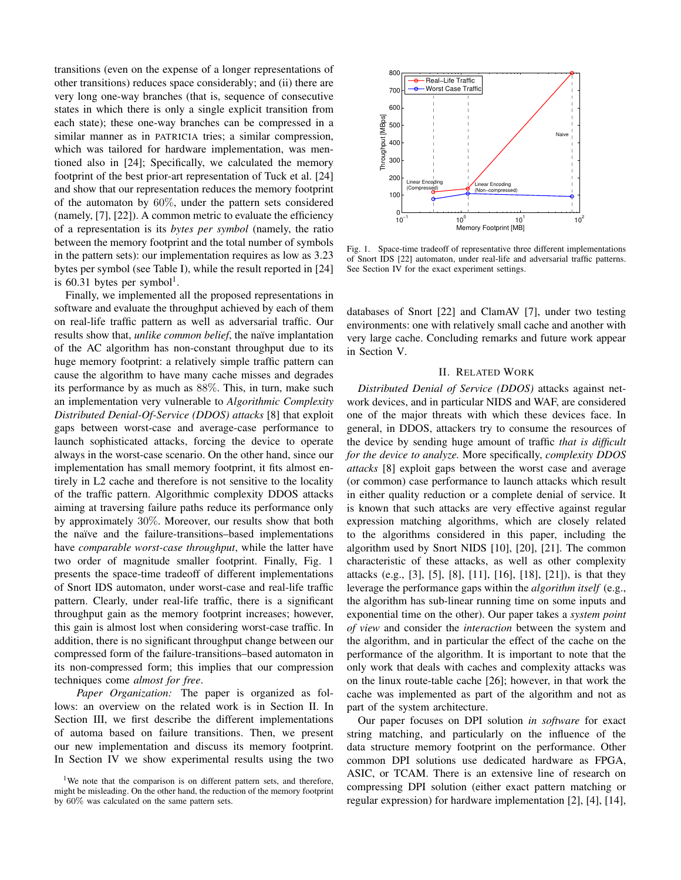transitions (even on the expense of a longer representations of other transitions) reduces space considerably; and (ii) there are very long one-way branches (that is, sequence of consecutive states in which there is only a single explicit transition from each state); these one-way branches can be compressed in a similar manner as in PATRICIA tries; a similar compression, which was tailored for hardware implementation, was mentioned also in [24]; Specifically, we calculated the memory footprint of the best prior-art representation of Tuck et al. [24] and show that our representation reduces the memory footprint of the automaton by 60%, under the pattern sets considered (namely, [7], [22]). A common metric to evaluate the efficiency of a representation is its *bytes per symbol* (namely, the ratio between the memory footprint and the total number of symbols in the pattern sets): our implementation requires as low as 3.23 bytes per symbol (see Table I), while the result reported in [24] is 60.31 bytes per symbol[1].

Finally, we implemented all the proposed representations in software and evaluate the throughput achieved by each of them on real-life traffic pattern as well as adversarial traffic. Our results show that, *unlike common belief*, the naïve implantation of the AC algorithm has non-constant throughput due to its huge memory footprint: a relatively simple traffic pattern can cause the algorithm to have many cache misses and degrades its performance by as much as 88%. This, in turn, make such an implementation very vulnerable to *Algorithmic Complexity Distributed Denial-Of-Service (DDOS) attacks* [8] that exploit gaps between worst-case and average-case performance to launch sophisticated attacks, forcing the device to operate always in the worst-case scenario. On the other hand, since our implementation has small memory footprint, it fits almost entirely in L2 cache and therefore is not sensitive to the locality of the traffic pattern. Algorithmic complexity DDOS attacks aiming at traversing failure paths reduce its performance only by approximately 30%. Moreover, our results show that both the naïve and the failure-transitions–based implementations have *comparable worst-case throughput*, while the latter have two order of magnitude smaller footprint. Finally, Fig. 1 presents the space-time tradeoff of different implementations of Snort IDS automaton, under worst-case and real-life traffic pattern. Clearly, under real-life traffic, there is a significant throughput gain as the memory footprint increases; however, this gain is almost lost when considering worst-case traffic. In addition, there is no significant throughput change between our compressed form of the failure-transitions–based automaton in its non-compressed form; this implies that our compression techniques come *almost for free*.

*Paper Organization:* The paper is organized as follows: an overview on the related work is in Section II. In Section III, we first describe the different implementations of automa based on failure transitions. Then, we present our new implementation and discuss its memory footprint. In Section IV we show experimental results using the two databases of Snort [22] and ClamAV [7], under two testing environments: one with relatively small cache and another with very large cache. Concluding remarks and future work appear in Section V.

[1]We note that the comparison is on different pattern sets, and therefore, might be misleading. On the other hand, the reduction of the memory footprint by 60% was calculated on the same pattern sets.

Fig. 1. Space-time tradeoff of representative three different implementations of Snort IDS [22] automaton, under real-life and adversarial traffic patterns. See Section IV for the exact experiment settings.

## II. Related Work

*Distributed Denial of Service (DDOS)* attacks against network devices, and in particular NIDS and WAF, are considered one of the major threats with which these devices face. In general, in DDOS, attackers try to consume the resources of the device by sending huge amount of traffic *that is difficult for the device to analyze.* More specifically, *complexity DDOS attacks* [8] exploit gaps between the worst case and average (or common) case performance to launch attacks which result in either quality reduction or a complete denial of service. It is known that such attacks are very effective against regular expression matching algorithms, which are closely related to the algorithms considered in this paper, including the algorithm used by Snort NIDS [10], [20], [21]. The common characteristic of these attacks, as well as other complexity attacks (e.g., [3], [5], [8], [11], [16], [18], [21]), is that they leverage the performance gaps within the *algorithm itself* (e.g., the algorithm has sub-linear running time on some inputs and exponential time on the other). Our paper takes a *system point of view* and consider the *interaction* between the system and the algorithm, and in particular the effect of the cache on the performance of the algorithm. It is important to note that the only work that deals with caches and complexity attacks was on the linux route-table cache [26]; however, in that work the cache was implemented as part of the algorithm and not as part of the system architecture.

Our paper focuses on DPI solution *in software* for exact string matching, and particularly on the influence of the data structure memory footprint on the performance. Other common DPI solutions use dedicated hardware as FPGA, ASIC, or TCAM. There is an extensive line of research on compressing DPI solution (either exact pattern matching or regular expression) for hardware implementation [2], [4], [14],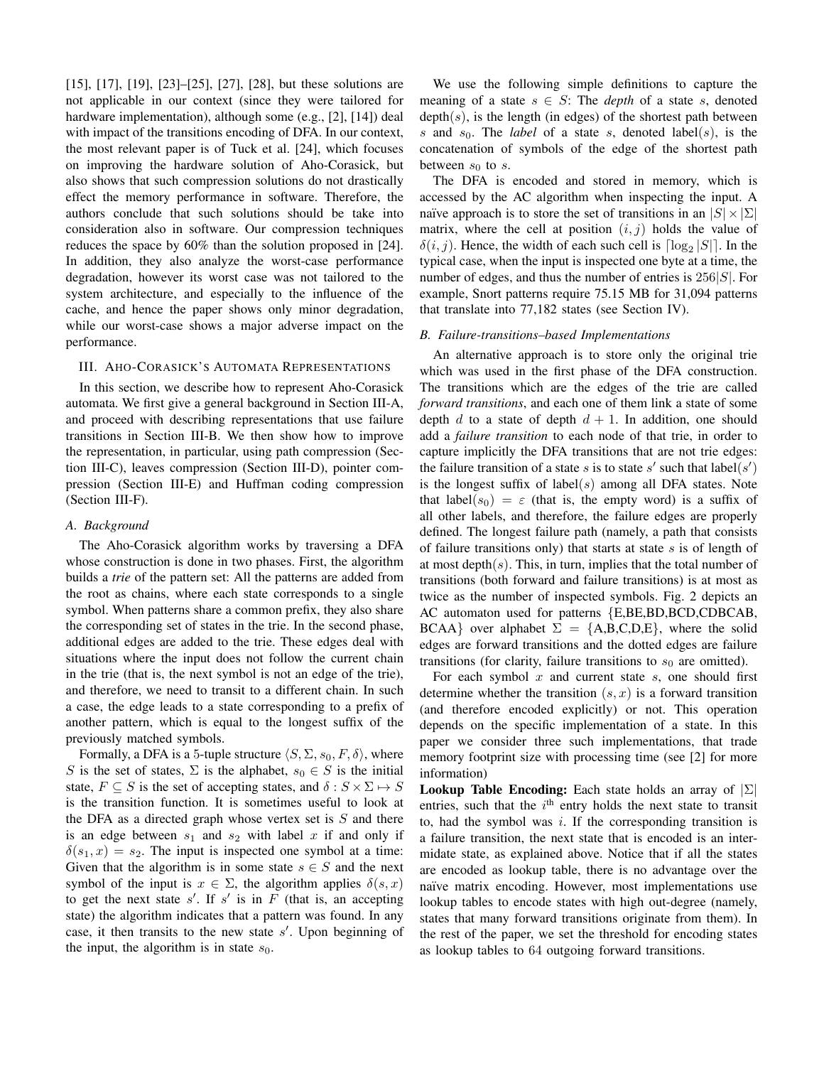[15], [17], [19], [23]–[25], [27], [28], but these solutions are not applicable in our context (since they were tailored for hardware implementation), although some (e.g., [2], [14]) deal with impact of the transitions encoding of DFA. In our context, the most relevant paper is of Tuck et al. [24], which focuses on improving the hardware solution of Aho-Corasick, but also shows that such compression solutions do not drastically effect the memory performance in software. Therefore, the authors conclude that such solutions should be take into consideration also in software. Our compression techniques reduces the space by 60% than the solution proposed in [24]. In addition, they also analyze the worst-case performance degradation, however its worst case was not tailored to the system architecture, and especially to the influence of the cache, and hence the paper shows only minor degradation, while our worst-case shows a major adverse impact on the performance.

## III. Aho-Corasick's Automata Representations

In this section, we describe how to represent Aho-Corasick automata. We first give a general background in Section III-A, and proceed with describing representations that use failure transitions in Section III-B. We then show how to improve the representation, in particular, using path compression (Section III-C), leaves compression (Section III-D), pointer compression (Section III-E) and Huffman coding compression (Section III-F).

### A. Background

The Aho-Corasick algorithm works by traversing a DFA whose construction is done in two phases. First, the algorithm builds a *trie* of the pattern set: All the patterns are added from the root as chains, where each state corresponds to a single symbol. When patterns share a common prefix, they also share the corresponding set of states in the trie. In the second phase, additional edges are added to the trie. These edges deal with situations where the input does not follow the current chain in the trie (that is, the next symbol is not an edge of the trie), and therefore, we need to transit to a different chain. In such a case, the edge leads to a state corresponding to a prefix of another pattern, which is equal to the longest suffix of the previously matched symbols.

Formally, a DFA is a 5-tuple structure $\langle S, \Sigma, s_0, F, \delta \rangle$, where $S$ is the set of states, $\Sigma$ is the alphabet, $s_0 \in S$ is the initial state, $F \subseteq S$ is the set of accepting states, and $\delta : S \times \Sigma \mapsto S$ is the transition function. It is sometimes useful to look at the DFA as a directed graph whose vertex set is $S$ and there is an edge between $s_1$ and $s_2$ with label $x$ if and only if $\delta(s_1, x) = s_2$. The input is inspected one symbol at a time: Given that the algorithm is in some state $s \in S$ and the next symbol of the input is $x \in \Sigma$, the algorithm applies $\delta(s, x)$ to get the next state $s'$. If $s'$ is in $F$ (that is, an accepting state) the algorithm indicates that a pattern was found. In any case, it then transits to the new state $s'$. Upon beginning of the input, the algorithm is in state $s_0$.

We use the following simple definitions to capture the meaning of a state $s \in S$: The *depth* of a state $s$, denoted $\text{depth}(s)$, is the length (in edges) of the shortest path between $s$ and $s_0$. The *label* of a state $s$, denoted $\text{label}(s)$, is the concatenation of symbols of the edge of the shortest path between $s_0$ to $s$.

The DFA is encoded and stored in memory, which is accessed by the AC algorithm when inspecting the input. A naïve approach is to store the set of transitions in an $|S| \times |\Sigma|$ matrix, where the cell at position $(i, j)$ holds the value of $\delta(i, j)$. Hence, the width of each such cell is $\lceil \log_2 |S| \rceil$. In the typical case, when the input is inspected one byte at a time, the number of edges, and thus the number of entries is $256|S|$. For example, Snort patterns require 75.15 MB for 31,094 patterns that translate into 77,182 states (see Section IV).

### B. Failure-transitions–based Implementations

An alternative approach is to store only the original trie which was used in the first phase of the DFA construction. The transitions which are the edges of the trie are called *forward transitions*, and each one of them link a state of some depth $d$ to a state of depth $d + 1$. In addition, one should add a *failure transition* to each node of that trie, in order to capture implicitly the DFA transitions that are not trie edges: the failure transition of a state $s$ is to state $s'$ such that $\text{label}(s')$ is the longest suffix of $\text{label}(s)$ among all DFA states. Note that $\text{label}(s_0) = \varepsilon$ (that is, the empty word) is a suffix of all other labels, and therefore, the failure edges are properly defined. The longest failure path (namely, a path that consists of failure transitions only) that starts at state $s$ is of length of at most $\text{depth}(s)$. This, in turn, implies that the total number of transitions (both forward and failure transitions) is at most as twice as the number of inspected symbols. Fig. 2 depicts an AC automaton used for patterns {E,BE,BD,BCD,CDBCAB, BCAA} over alphabet $\Sigma = \{A,B,C,D,E\}$, where the solid edges are forward transitions and the dotted edges are failure transitions (for clarity, failure transitions to $s_0$ are omitted).

For each symbol $x$ and current state $s$, one should first determine whether the transition $(s, x)$ is a forward transition (and therefore encoded explicitly) or not. This operation depends on the specific implementation of a state. In this paper we consider three such implementations, that trade memory footprint size with processing time (see [2] for more information)

**Lookup Table Encoding:** Each state holds an array of $|\Sigma|$ entries, such that the $i^{\text{th}}$ entry holds the next state to transit to, had the symbol was $i$. If the corresponding transition is a failure transition, the next state that is encoded is an intermidate state, as explained above. Notice that if all the states are encoded as lookup table, there is no advantage over the naïve matrix encoding. However, most implementations use lookup tables to encode states with high out-degree (namely, states that many forward transitions originate from them). In the rest of the paper, we set the threshold for encoding states as lookup tables to 64 outgoing forward transitions.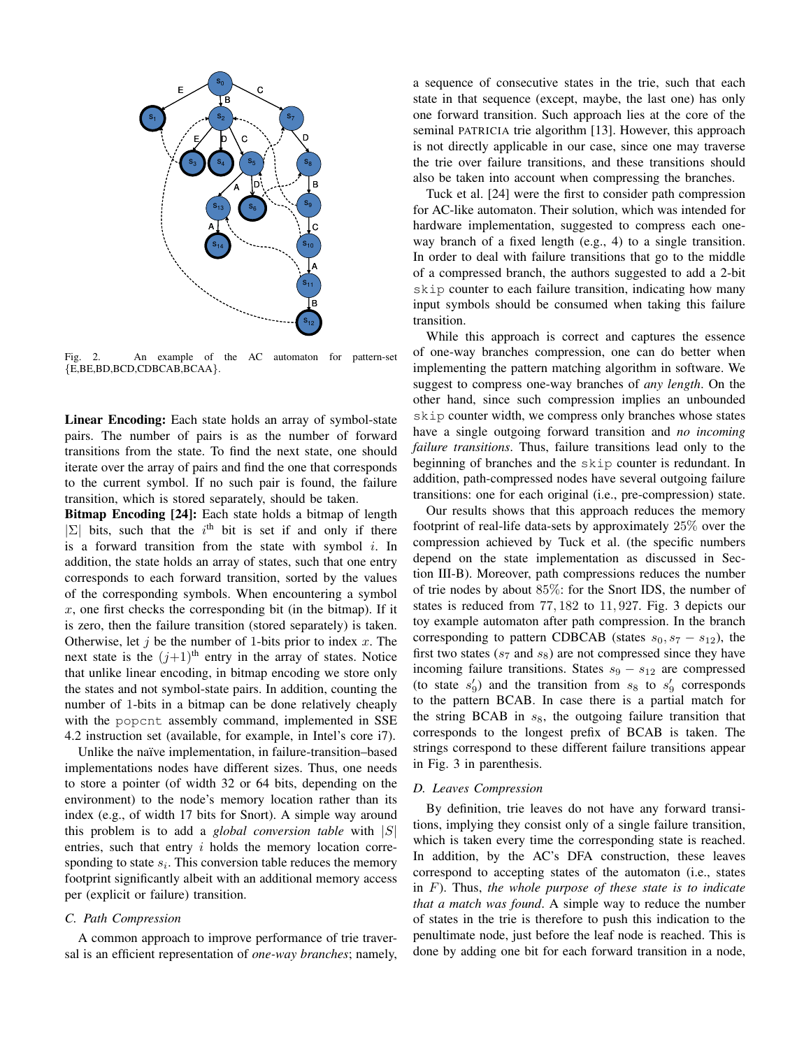Fig. 2. An example of the AC automaton for pattern-set {E,BE,BD,BCD,CDBCAB,BCAA}.

**Linear Encoding:** Each state holds an array of symbol-state pairs. The number of pairs is as the number of forward transitions from the state. To find the next state, one should iterate over the array of pairs and find the one that corresponds to the current symbol. If no such pair is found, the failure transition, which is stored separately, should be taken.

**Bitmap Encoding [24]:** Each state holds a bitmap of length $|\Sigma|$ bits, such that the $i^{\text{th}}$ bit is set if and only if there is a forward transition from the state with symbol $i$. In addition, the state holds an array of states, such that one entry corresponds to each forward transition, sorted by the values of the corresponding symbols. When encountering a symbol $x$, one first checks the corresponding bit (in the bitmap). If it is zero, then the failure transition (stored separately) is taken. Otherwise, let $j$ be the number of 1-bits prior to index $x$. The next state is the $(j+1)^{\text{th}}$ entry in the array of states. Notice that unlike linear encoding, in bitmap encoding we store only the states and not symbol-state pairs. In addition, counting the number of 1-bits in a bitmap can be done relatively cheaply with the `popcnt` assembly command, implemented in SSE 4.2 instruction set (available, for example, in Intel's core i7).

Unlike the naïve implementation, in failure-transition–based implementations nodes have different sizes. Thus, one needs to store a pointer (of width 32 or 64 bits, depending on the environment) to the node's memory location rather than its index (e.g., of width 17 bits for Snort). A simple way around this problem is to add a *global conversion table* with $|S|$ entries, such that entry $i$ holds the memory location corresponding to state $s_i$. This conversion table reduces the memory footprint significantly albeit with an additional memory access per (explicit or failure) transition.

### C. Path Compression

A common approach to improve performance of trie traversal is an efficient representation of *one-way branches*; namely, a sequence of consecutive states in the trie, such that each state in that sequence (except, maybe, the last one) has only one forward transition. Such approach lies at the core of the seminal PATRICIA trie algorithm [13]. However, this approach is not directly applicable in our case, since one may traverse the trie over failure transitions, and these transitions should also be taken into account when compressing the branches.

Tuck et al. [24] were the first to consider path compression for AC-like automaton. Their solution, which was intended for hardware implementation, suggested to compress each one-way branch of a fixed length (e.g., 4) to a single transition. In order to deal with failure transitions that go to the middle of a compressed branch, the authors suggested to add a 2-bit `skip` counter to each failure transition, indicating how many input symbols should be consumed when taking this failure transition.

While this approach is correct and captures the essence of one-way branches compression, one can do better when implementing the pattern matching algorithm in software. We suggest to compress one-way branches of *any length*. On the other hand, since such compression implies an unbounded `skip` counter width, we compress only branches whose states have a single outgoing forward transition and *no incoming failure transitions*. Thus, failure transitions lead only to the beginning of branches and the `skip` counter is redundant. In addition, path-compressed nodes have several outgoing failure transitions: one for each original (i.e., pre-compression) state.

Our results shows that this approach reduces the memory footprint of real-life data-sets by approximately 25% over the compression achieved by Tuck et al. (the specific numbers depend on the state implementation as discussed in Section III-B). Moreover, path compressions reduces the number of trie nodes by about 85%: for the Snort IDS, the number of states is reduced from 77,182 to 11,927. Fig. 3 depicts our toy example automaton after path compression. In the branch corresponding to pattern CDBCAB (states $s_0, s_7 - s_{12}$), the first two states ($s_7$ and $s_8$) are not compressed since they have incoming failure transitions. States $s_9 - s_{12}$ are compressed (to state $s'_9$) and the transition from $s_8$ to $s'_9$ corresponds to the pattern BCAB. In case there is a partial match for the string BCAB in $s_8$, the outgoing failure transition that corresponds to the longest prefix of BCAB is taken. The strings correspond to these different failure transitions appear in Fig. 3 in parenthesis.

### D. Leaves Compression

By definition, trie leaves do not have any forward transitions, implying they consist only of a single failure transition, which is taken every time the corresponding state is reached. In addition, by the AC's DFA construction, these leaves correspond to accepting states of the automaton (i.e., states in $F$). Thus, *the whole purpose of these state is to indicate that a match was found*. A simple way to reduce the number of states in the trie is therefore to push this indication to the penultimate node, just before the leaf node is reached. This is done by adding one bit for each forward transition in a node,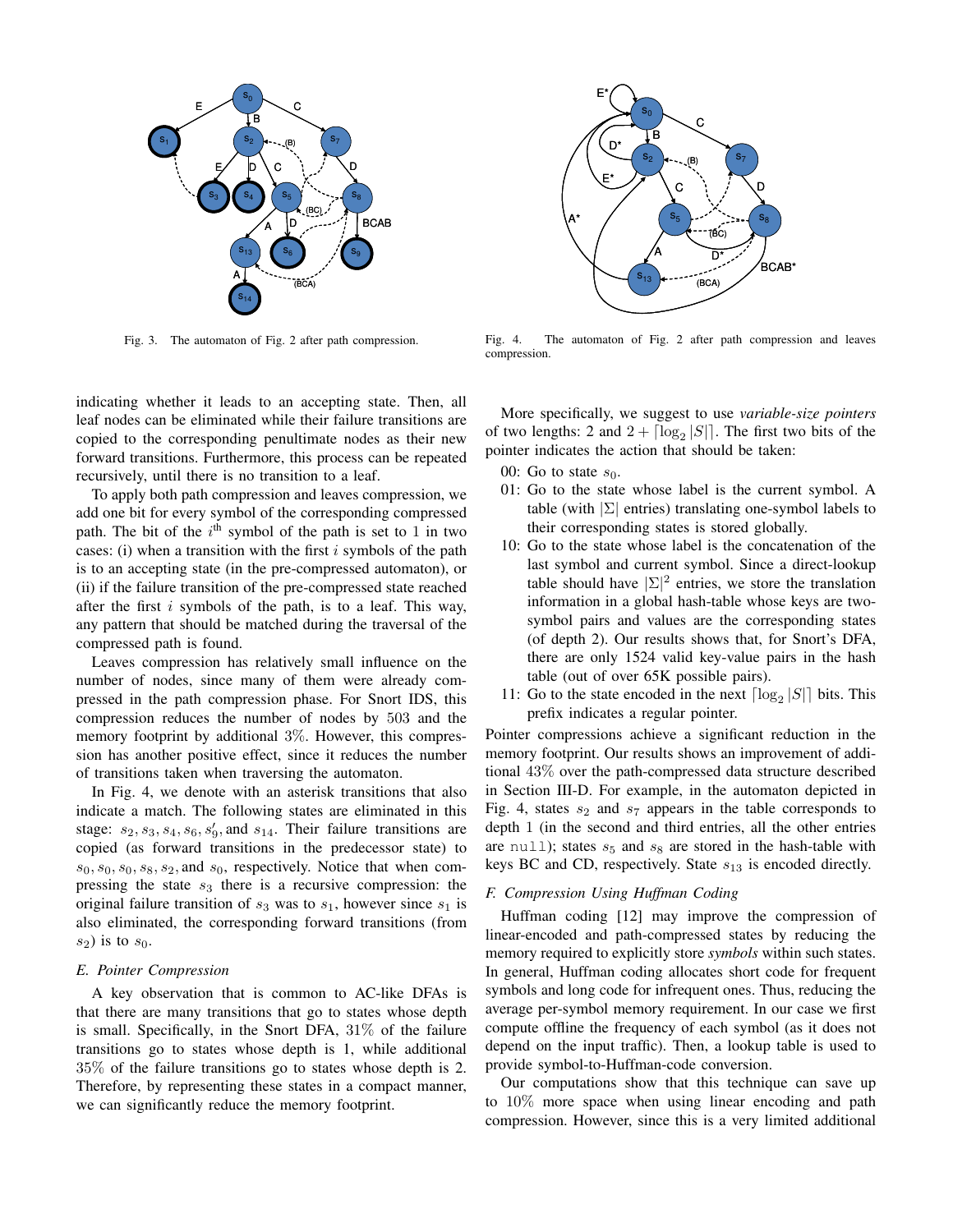Fig. 3. The automaton of Fig. 2 after path compression.

Fig. 4. The automaton of Fig. 2 after path compression and leaves compression.

indicating whether it leads to an accepting state. Then, all leaf nodes can be eliminated while their failure transitions are copied to the corresponding penultimate nodes as their new forward transitions. Furthermore, this process can be repeated recursively, until there is no transition to a leaf.

To apply both path compression and leaves compression, we add one bit for every symbol of the corresponding compressed path. The bit of the $i^{\text{th}}$ symbol of the path is set to 1 in two cases: (i) when a transition with the first $i$ symbols of the path is to an accepting state (in the pre-compressed automaton), or (ii) if the failure transition of the pre-compressed state reached after the first $i$ symbols of the path, is to a leaf. This way, any pattern that should be matched during the traversal of the compressed path is found.

Leaves compression has relatively small influence on the number of nodes, since many of them were already compressed in the path compression phase. For Snort IDS, this compression reduces the number of nodes by 503 and the memory footprint by additional 3%. However, this compression has another positive effect, since it reduces the number of transitions taken when traversing the automaton.

In Fig. 4, we denote with an asterisk transitions that also indicate a match. The following states are eliminated in this stage: $s_2, s_3, s_4, s_6, s_9'$, and $s_{14}$. Their failure transitions are copied (as forward transitions in the predecessor state) to $s_0, s_0, s_0, s_8, s_2$, and $s_0$, respectively. Notice that when compressing the state $s_3$ there is a recursive compression: the original failure transition of $s_3$ was to $s_1$, however since $s_1$ is also eliminated, the corresponding forward transitions (from $s_2$) is to $s_0$.

### E. Pointer Compression

A key observation that is common to AC-like DFAs is that there are many transitions that go to states whose depth is small. Specifically, in the Snort DFA, 31% of the failure transitions go to states whose depth is 1, while additional 35% of the failure transitions go to states whose depth is 2. Therefore, by representing these states in a compact manner, we can significantly reduce the memory footprint.

More specifically, we suggest to use *variable-size pointers* of two lengths: 2 and $2 + \lceil \log_2 |S| \rceil$. The first two bits of the pointer indicates the action that should be taken:

00: Go to state $s_0$.

01: Go to the state whose label is the current symbol. A table (with $|\Sigma|$ entries) translating one-symbol labels to their corresponding states is stored globally.

10: Go to the state whose label is the concatenation of the last symbol and current symbol. Since a direct-lookup table should have $|\Sigma|^2$ entries, we store the translation information in a global hash-table whose keys are two-symbol pairs and values are the corresponding states (of depth 2). Our results shows that, for Snort's DFA, there are only 1524 valid key-value pairs in the hash table (out of over 65K possible pairs).

11: Go to the state encoded in the next $\lceil \log_2 |S| \rceil$ bits. This prefix indicates a regular pointer.

Pointer compressions achieve a significant reduction in the memory footprint. Our results shows an improvement of additional 43% over the path-compressed data structure described in Section III-D. For example, in the automaton depicted in Fig. 4, states $s_2$ and $s_7$ appears in the table corresponds to depth 1 (in the second and third entries, all the other entries are `null`); states $s_5$ and $s_8$ are stored in the hash-table with keys BC and CD, respectively. State $s_{13}$ is encoded directly.

### F. Compression Using Huffman Coding

Huffman coding [12] may improve the compression of linear-encoded and path-compressed states by reducing the memory required to explicitly store *symbols* within such states. In general, Huffman coding allocates short code for frequent symbols and long code for infrequent ones. Thus, reducing the average per-symbol memory requirement. In our case we first compute offline the frequency of each symbol (as it does not depend on the input traffic). Then, a lookup table is used to provide symbol-to-Huffman-code conversion.

Our computations show that this technique can save up to 10% more space when using linear encoding and path compression. However, since this is a very limited additional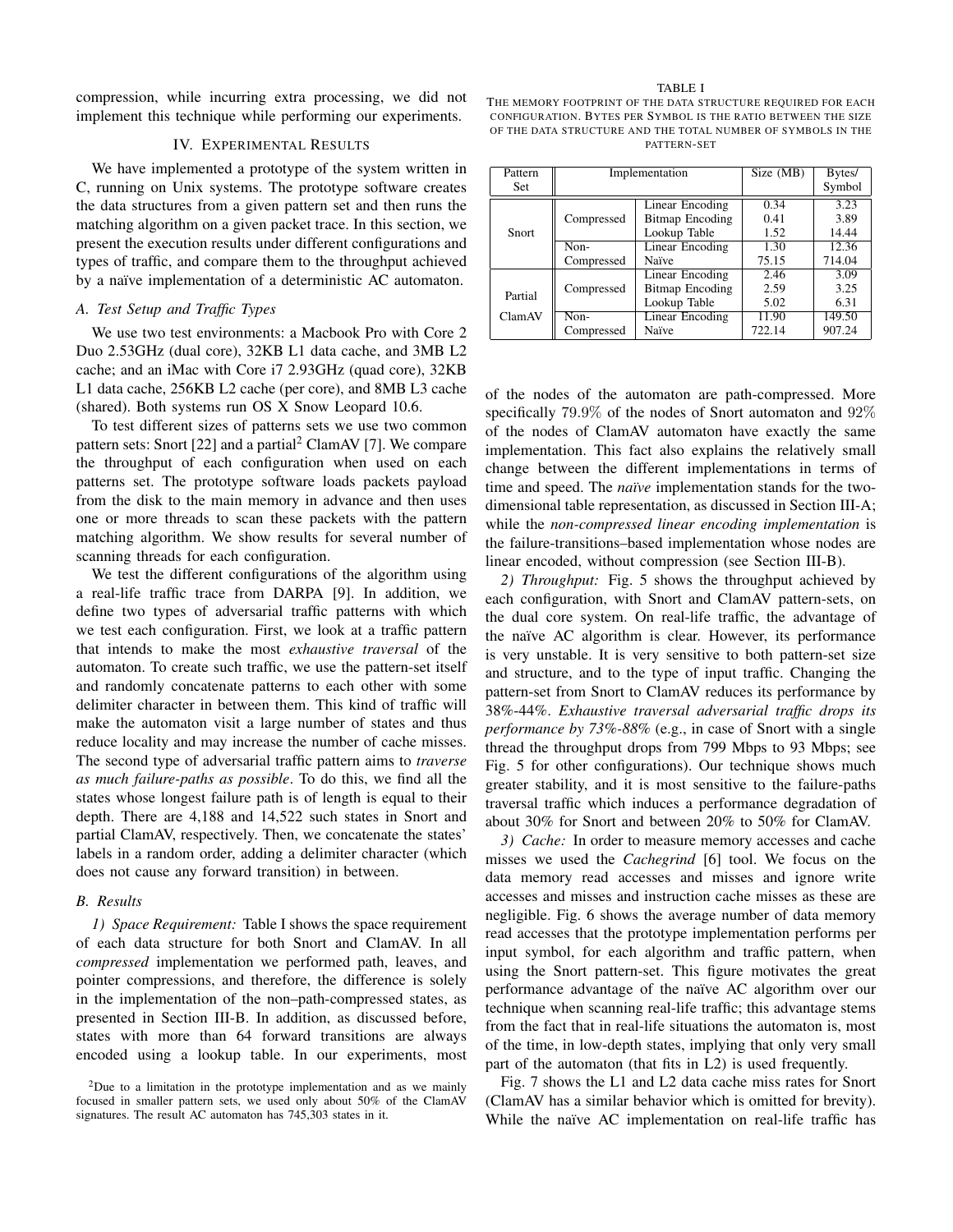compression, while incurring extra processing, we did not implement this technique while performing our experiments.

## IV. Experimental Results

We have implemented a prototype of the system written in C, running on Unix systems. The prototype software creates the data structures from a given pattern set and then runs the matching algorithm on a given packet trace. In this section, we present the execution results under different configurations and types of traffic, and compare them to the throughput achieved by a naïve implementation of a deterministic AC automaton.

### *A. Test Setup and Traffic Types*

We use two test environments: a Macbook Pro with Core 2 Duo 2.53GHz (dual core), 32KB L1 data cache, and 3MB L2 cache; and an iMac with Core i7 2.93GHz (quad core), 32KB L1 data cache, 256KB L2 cache (per core), and 8MB L3 cache (shared). Both systems run OS X Snow Leopard 10.6.

To test different sizes of patterns sets we use two common pattern sets: Snort [22] and a partial[2] ClamAV [7]. We compare the throughput of each configuration when used on each patterns set. The prototype software loads packets payload from the disk to the main memory in advance and then uses one or more threads to scan these packets with the pattern matching algorithm. We show results for several number of scanning threads for each configuration.

We test the different configurations of the algorithm using a real-life traffic trace from DARPA [9]. In addition, we define two types of adversarial traffic patterns with which we test each configuration. First, we look at a traffic pattern that intends to make the most *exhaustive traversal* of the automaton. To create such traffic, we use the pattern-set itself and randomly concatenate patterns to each other with some delimiter character in between them. This kind of traffic will make the automaton visit a large number of states and thus reduce locality and may increase the number of cache misses. The second type of adversarial traffic pattern aims to *traverse as much failure-paths as possible*. To do this, we find all the states whose longest failure path is of length is equal to their depth. There are 4,188 and 14,522 such states in Snort and partial ClamAV, respectively. Then, we concatenate the states' labels in a random order, adding a delimiter character (which does not cause any forward transition) in between.

### *B. Results*

*1) Space Requirement:* Table I shows the space requirement of each data structure for both Snort and ClamAV. In all *compressed* implementation we performed path, leaves, and pointer compressions, and therefore, the difference is solely in the implementation of the non–path-compressed states, as presented in Section III-B. In addition, as discussed before, states with more than 64 forward transitions are always encoded using a lookup table. In our experiments, most of the nodes of the automaton are path-compressed. More specifically 79.9% of the nodes of Snort automaton and 92% of the nodes of ClamAV automaton have exactly the same implementation. This fact also explains the relatively small change between the different implementations in terms of time and speed. The *naïve* implementation stands for the two-dimensional table representation, as discussed in Section III-A; while the *non-compressed linear encoding implementation* is the failure-transitions–based implementation whose nodes are linear encoded, without compression (see Section III-B).

TABLE I
THE MEMORY FOOTPRINT OF THE DATA STRUCTURE REQUIRED FOR EACH CONFIGURATION. BYTES PER SYMBOL IS THE RATIO BETWEEN THE SIZE OF THE DATA STRUCTURE AND THE TOTAL NUMBER OF SYMBOLS IN THE PATTERN-SET

| Pattern Set | Implementation | | Size (MB) | Bytes/ Symbol |
|---|---|---|---|---|
| Snort | Compressed | Linear Encoding | 0.34 | 3.23 |
| | | Bitmap Encoding | 0.41 | 3.89 |
| | | Lookup Table | 1.52 | 14.44 |
| | Non-Compressed | Linear Encoding | 1.30 | 12.36 |
| | | Naïve | 75.15 | 714.04 |
| Partial ClamAV | Compressed | Linear Encoding | 2.46 | 3.09 |
| | | Bitmap Encoding | 2.59 | 3.25 |
| | | Lookup Table | 5.02 | 6.31 |
| | Non-Compressed | Linear Encoding | 11.90 | 149.50 |
| | | Naïve | 722.14 | 907.24 |

*2) Throughput:* Fig. 5 shows the throughput achieved by each configuration, with Snort and ClamAV pattern-sets, on the dual core system. On real-life traffic, the advantage of the naïve AC algorithm is clear. However, its performance is very unstable. It is very sensitive to both pattern-set size and structure, and to the type of input traffic. Changing the pattern-set from Snort to ClamAV reduces its performance by 38%-44%. *Exhaustive traversal adversarial traffic drops its performance by 73%-88%* (e.g., in case of Snort with a single thread the throughput drops from 799 Mbps to 93 Mbps; see Fig. 5 for other configurations). Our technique shows much greater stability, and it is most sensitive to the failure-paths traversal traffic which induces a performance degradation of about 30% for Snort and between 20% to 50% for ClamAV.

*3) Cache:* In order to measure memory accesses and cache misses we used the *Cachegrind* [6] tool. We focus on the data memory read accesses and misses and ignore write accesses and misses and instruction cache misses as these are negligible. Fig. 6 shows the average number of data memory read accesses that the prototype implementation performs per input symbol, for each algorithm and traffic pattern, when using the Snort pattern-set. This figure motivates the great performance advantage of the naïve AC algorithm over our technique when scanning real-life traffic; this advantage stems from the fact that in real-life situations the automaton is, most of the time, in low-depth states, implying that only very small part of the automaton (that fits in L2) is used frequently.

Fig. 7 shows the L1 and L2 data cache miss rates for Snort (ClamAV has a similar behavior which is omitted for brevity). While the naïve AC implementation on real-life traffic has

[2] Due to a limitation in the prototype implementation and as we mainly focused in smaller pattern sets, we used only about 50% of the ClamAV signatures. The result AC automaton has 745,303 states in it.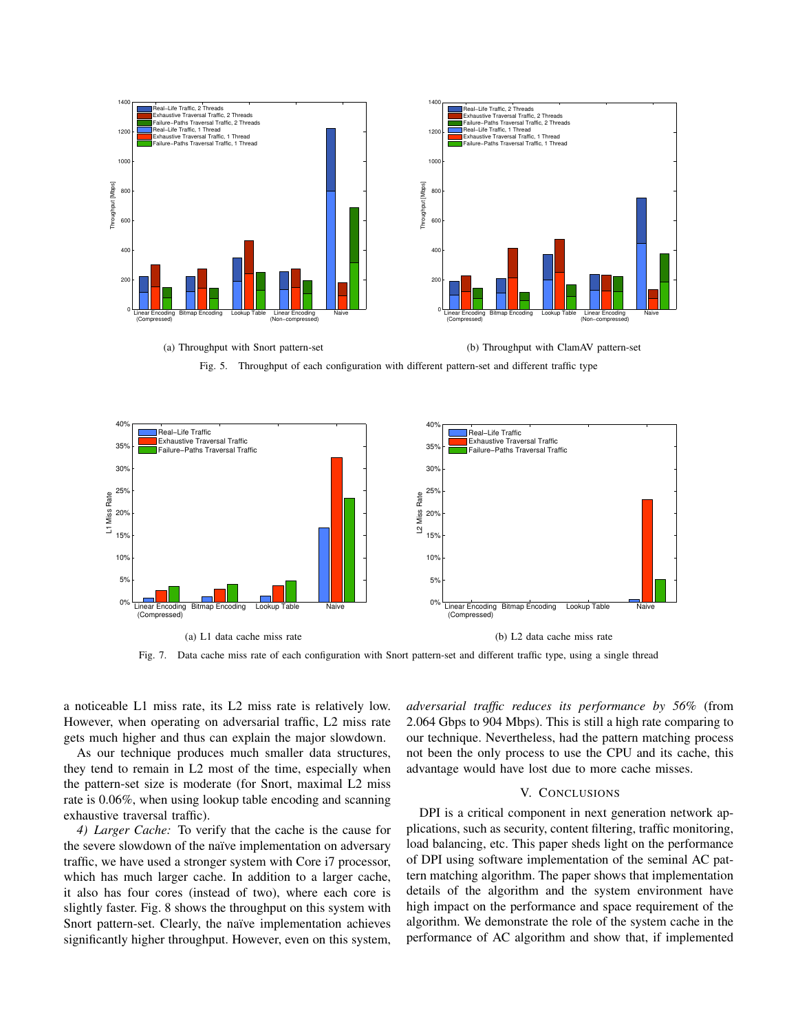(a) Throughput with Snort pattern-set

(b) Throughput with ClamAV pattern-set

Fig. 5. Throughput of each configuration with different pattern-set and different traffic type

(a) L1 data cache miss rate

(b) L2 data cache miss rate

Fig. 7. Data cache miss rate of each configuration with Snort pattern-set and different traffic type, using a single thread

a noticeable L1 miss rate, its L2 miss rate is relatively low. However, when operating on adversarial traffic, L2 miss rate gets much higher and thus can explain the major slowdown.

As our technique produces much smaller data structures, they tend to remain in L2 most of the time, especially when the pattern-set size is moderate (for Snort, maximal L2 miss rate is 0.06%, when using lookup table encoding and scanning exhaustive traversal traffic).

*4) Larger Cache:* To verify that the cache is the cause for the severe slowdown of the naïve implementation on adversary traffic, we have used a stronger system with Core i7 processor, which has much larger cache. In addition to a larger cache, it also has four cores (instead of two), where each core is slightly faster. Fig. 8 shows the throughput on this system with Snort pattern-set. Clearly, the naïve implementation achieves significantly higher throughput. However, even on this system, *adversarial traffic reduces its performance by 56%* (from 2.064 Gbps to 904 Mbps). This is still a high rate comparing to our technique. Nevertheless, had the pattern matching process not been the only process to use the CPU and its cache, this advantage would have lost due to more cache misses.

## V. Conclusions

DPI is a critical component in next generation network applications, such as security, content filtering, traffic monitoring, load balancing, etc. This paper sheds light on the performance of DPI using software implementation of the seminal AC pattern matching algorithm. The paper shows that implementation details of the algorithm and the system environment have high impact on the performance and space requirement of the algorithm. We demonstrate the role of the system cache in the performance of AC algorithm and show that, if implemented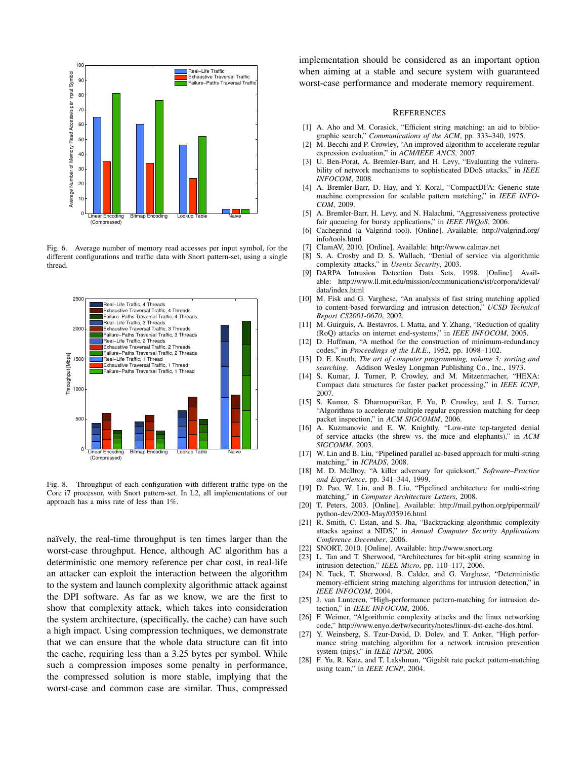100
90
80
70
60
50
40
30
20
10
0

Average Number of Memory Read Accesses per Input Symbol

Real–Life Traffic
Exhaustive Traversal Traffic
Failure–Paths Traversal Traffic

Linear Encoding (Compressed)
Bitmap Encoding
Lookup Table
Naive

Fig. 6. Average number of memory read accesses per input symbol, for the different configurations and traffic data with Snort pattern-set, using a single thread.

2500
2000
1500
1000
500
0

Throughput [Mbps]

Real–Life Traffic, 4 Threads
Exhaustive Traversal Traffic, 4 Threads
Failure–Paths Traversal Traffic, 4 Threads
Real–Life Traffic, 3 Threads
Exhaustive Traversal Traffic, 3 Threads
Failure–Paths Traversal Traffic, 3 Threads
Real–Life Traffic, 2 Threads
Exhaustive Traversal Traffic, 2 Threads
Failure–Paths Traversal Traffic, 2 Threads
Real–Life Traffic, 1 Thread
Exhaustive Traversal Traffic, 1 Thread
Failure–Paths Traversal Traffic, 1 Thread

Linear Encoding (Compressed)
Bitmap Encoding
Lookup Table
Naive

Fig. 8. Throughput of each configuration with different traffic type on the Core i7 processor, with Snort pattern-set. In L2, all implementations of our approach has a miss rate of less than 1%.

naïvely, the real-time throughput is ten times larger than the worst-case throughput. Hence, although AC algorithm has a deterministic one memory reference per char cost, in real-life an attacker can exploit the interaction between the algorithm to the system and launch complexity algorithmic attack against the DPI software. As far as we know, we are the first to show that complexity attack, which takes into consideration the system architecture, (specifically, the cache) can have such a high impact. Using compression techniques, we demonstrate that we can ensure that the whole data structure can fit into the cache, requiring less than a 3.25 bytes per symbol. While such a compression imposes some penalty in performance, the compressed solution is more stable, implying that the worst-case and common case are similar. Thus, compressed implementation should be considered as an important option when aiming at a stable and secure system with guaranteed worst-case performance and moderate memory requirement.

## REFERENCES

[1] A. Aho and M. Corasick, "Efficient string matching: an aid to bibliographic search," *Communications of the ACM*, pp. 333–340, 1975.

[2] M. Becchi and P. Crowley, "An improved algorithm to accelerate regular expression evaluation," in *ACM/IEEE ANCS*, 2007.

[3] U. Ben-Porat, A. Bremler-Barr, and H. Levy, "Evaluating the vulnerability of network mechanisms to sophisticated DDoS attacks," in *IEEE INFOCOM*, 2008.

[4] A. Bremler-Barr, D. Hay, and Y. Koral, "CompactDFA: Generic state machine compression for scalable pattern matching," in *IEEE INFOCOM*, 2009.

[5] A. Bremler-Barr, H. Levy, and N. Halachmi, "Aggressiveness protective fair queueing for bursty applications," in *IEEE IWQoS*, 2006.

[6] Cachegrind (a Valgrind tool). [Online]. Available: http://valgrind.org/info/tools.html

[7] ClamAV, 2010. [Online]. Available: http://www.calmav.net

[8] S. A. Crosby and D. S. Wallach, "Denial of service via algorithmic complexity attacks," in *Usenix Security*, 2003.

[9] DARPA Intrusion Detection Data Sets, 1998. [Online]. Available: http://www.ll.mit.edu/mission/communications/ist/corpora/ideval/data/index.html

[10] M. Fisk and G. Varghese, "An analysis of fast string matching applied to content-based forwarding and intrusion detection," *UCSD Technical Report CS2001-0670*, 2002.

[11] M. Guirguis, A. Bestavros, I. Matta, and Y. Zhang, "Reduction of quality (RoQ) attacks on internet end-systems," in *IEEE INFOCOM*, 2005.

[12] D. Huffman, "A method for the construction of minimum-redundancy codes," in *Proceedings of the I.R.E.*, 1952, pp. 1098–1102.

[13] D. E. Knuth, *The art of computer programming, volume 3: sorting and searching*. Addison Wesley Longman Publishing Co., Inc., 1973.

[14] S. Kumar, J. Turner, P. Crowley, and M. Mitzenmacher, "HEXA: Compact data structures for faster packet processing," in *IEEE ICNP*, 2007.

[15] S. Kumar, S. Dharmapurikar, F. Yu, P. Crowley, and J. S. Turner, "Algorithms to accelerate multiple regular expression matching for deep packet inspection," in *ACM SIGCOMM*, 2006.

[16] A. Kuzmanovic and E. W. Knightly, "Low-rate tcp-targeted denial of service attacks (the shrew vs. the mice and elephants)," in *ACM SIGCOMM*, 2003.

[17] W. Lin and B. Liu, "Pipelined parallel ac-based approach for multi-string matching," in *ICPADS*, 2008.

[18] M. D. McIlroy, "A killer adversary for quicksort," *Software–Practice and Experience*, pp. 341–344, 1999.

[19] D. Pao, W. Lin, and B. Liu, "Pipelined architecture for multi-string matching," in *Computer Architecture Letters*, 2008.

[20] T. Peters, 2003. [Online]. Available: http://mail.python.org/pipermail/python-dev/2003-May/035916.html

[21] R. Smith, C. Estan, and S. Jha, "Backtracking algorithmic complexity attacks against a NIDS," in *Annual Computer Security Applications Conference December*, 2006.

[22] SNORT, 2010. [Online]. Available: http://www.snort.org

[23] L. Tan and T. Sherwood, "Architectures for bit-split string scanning in intrusion detection," *IEEE Micro*, pp. 110–117, 2006.

[24] N. Tuck, T. Sherwood, B. Calder, and G. Varghese, "Deterministic memory-efficient string matching algorithms for intrusion detection," in *IEEE INFOCOM*, 2004.

[25] J. van Lunteren, "High-performance pattern-matching for intrusion detection," in *IEEE INFOCOM*, 2006.

[26] F. Weimer, "Algorithmic complexity attacks and the linux networking code," http://www.enyo.de/fw/security/notes/linux-dst-cache-dos.html.

[27] Y. Weinsberg, S. Tzur-David, D. Dolev, and T. Anker, "High performance string matching algorithm for a network intrusion prevention system (nips)," in *IEEE HPSR*, 2006.

[28] F. Yu, R. Katz, and T. Lakshman, "Gigabit rate packet pattern-matching using tcam," in *IEEE ICNP*, 2004.